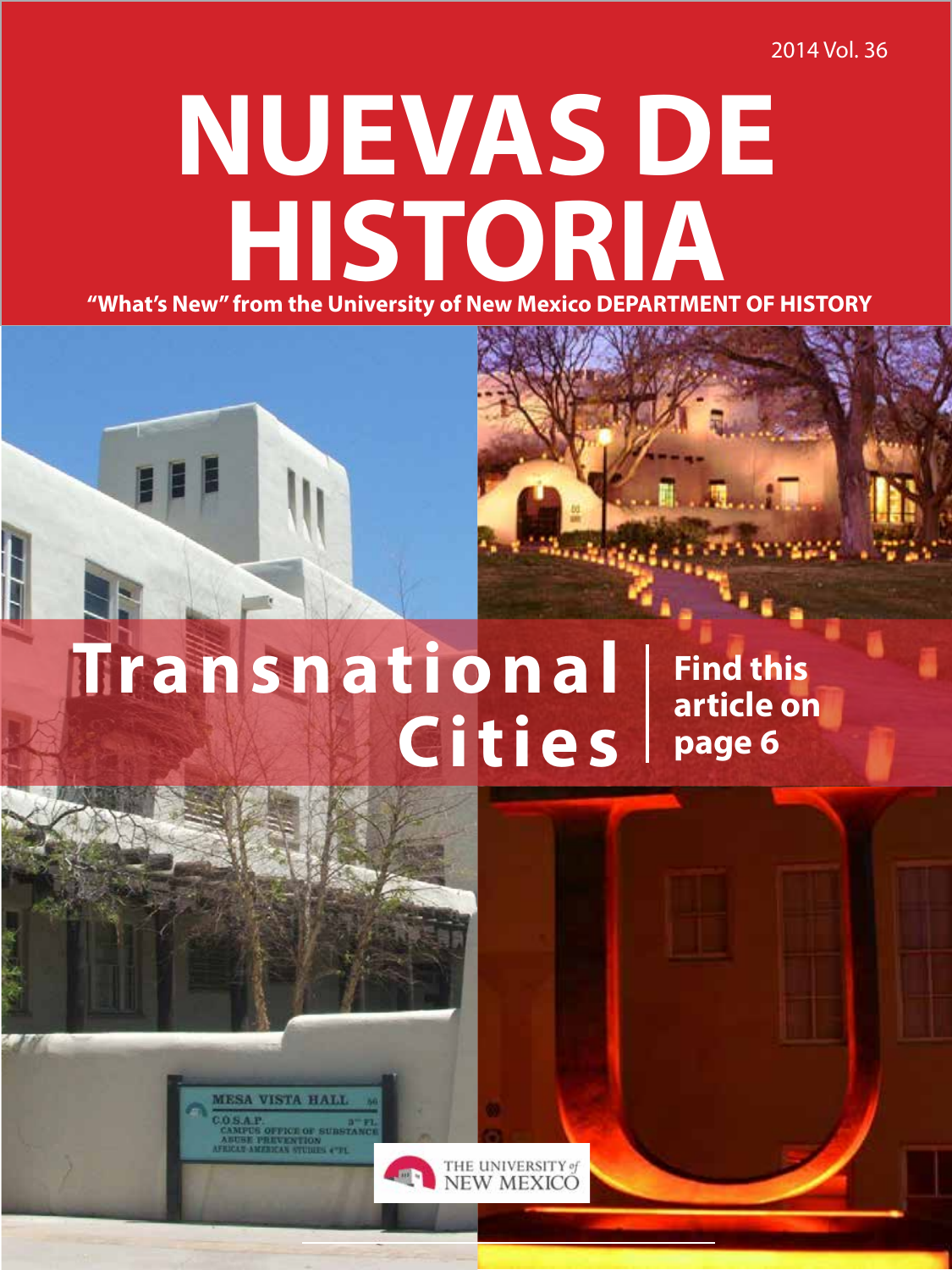2014 Vol. 36

# NUEVAS DE HISTORIA

**"What's New" from the University of New Mexico DEPARTMENT OF HISTORY**

## Transnational Cities

**Find this article on page 6**

THE UNIVERSITY of NEW MEXICO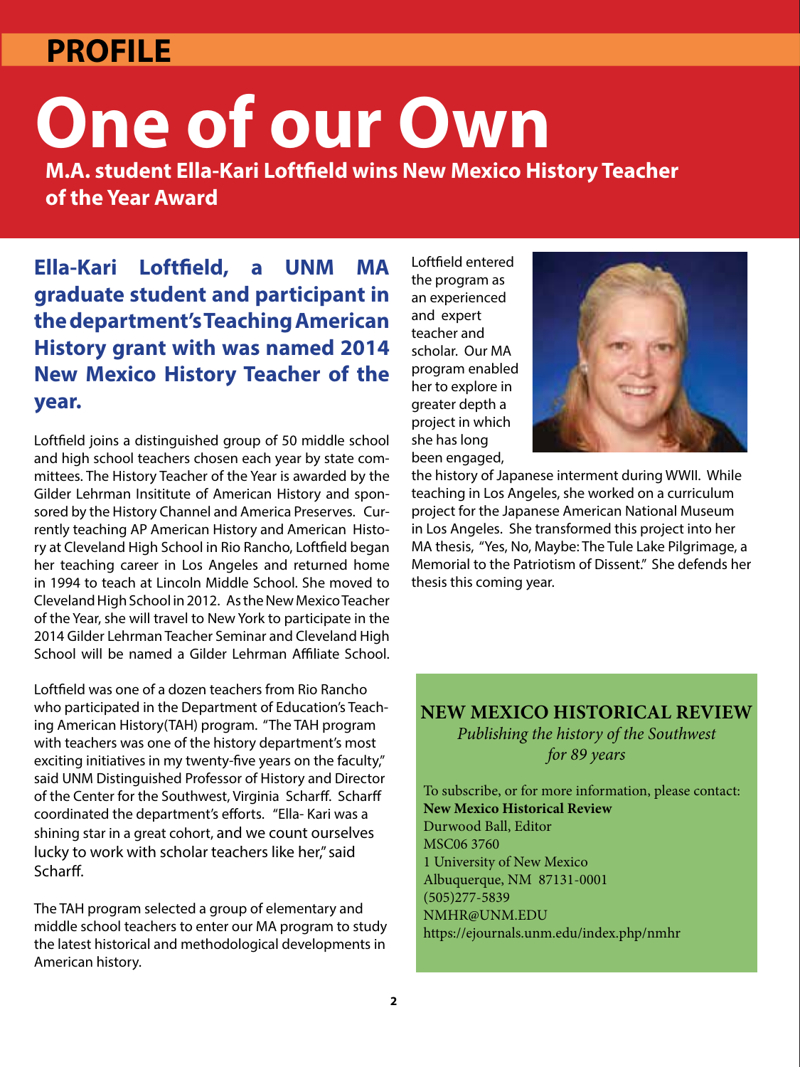PROFILE

# One of our Own

**M.A. student Ella-Kari Loftfield wins New Mexico History Teacher of the Year Award**

**Ella-Kari Loftfield, a UNM MA graduate student and participant in the department's Teaching American History grant with was named 2014 New Mexico History Teacher of the year.**

Loftfield joins a distinguished group of 50 middle school and high school teachers chosen each year by state committees. The History Teacher of the Year is awarded by the Gilder Lehrman Insititute of American History and sponsored by the History Channel and America Preserves. Currently teaching AP American History and American History at Cleveland High School in Rio Rancho, Loftfield began her teaching career in Los Angeles and returned home in 1994 to teach at Lincoln Middle School. She moved to Cleveland High School in 2012. As the New Mexico Teacher of the Year, she will travel to New York to participate in the 2014 Gilder Lehrman Teacher Seminar and Cleveland High School will be named a Gilder Lehrman Affiliate School.

Loftfield was one of a dozen teachers from Rio Rancho who participated in the Department of Education's Teaching American History(TAH) program. "The TAH program with teachers was one of the history department's most exciting initiatives in my twenty-five years on the faculty," said UNM Distinguished Professor of History and Director of the Center for the Southwest, Virginia Scharff. Scharff coordinated the department's efforts. "Ella- Kari was a shining star in a great cohort, and we count ourselves lucky to work with scholar teachers like her," said Scharff.

The TAH program selected a group of elementary and middle school teachers to enter our MA program to study the latest historical and methodological developments in American history.

Loftfield entered the program as an experienced and expert teacher and scholar. Our MA program enabled her to explore in greater depth a project in which she has long been engaged, the history of Japanese interment during WWII. While teaching in Los Angeles, she worked on a curriculum project for the Japanese American National Museum in Los Angeles. She transformed this project into her MA thesis, "Yes, No, Maybe: The Tule Lake Pilgrimage, a Memorial to the Patriotism of Dissent." She defends her thesis this coming year.

**NEW MEXICO HISTORICAL REVIEW**

*Publishing the history of the Southwest for 89 years*

To subscribe, or for more information, please contact:
**New Mexico Historical Review**
Durwood Ball, Editor
MSC06 3760
1 University of New Mexico
Albuquerque, NM 87131-0001
(505)277-5839
NMHR@UNM.EDU
https://ejournals.unm.edu/index.php/nmhr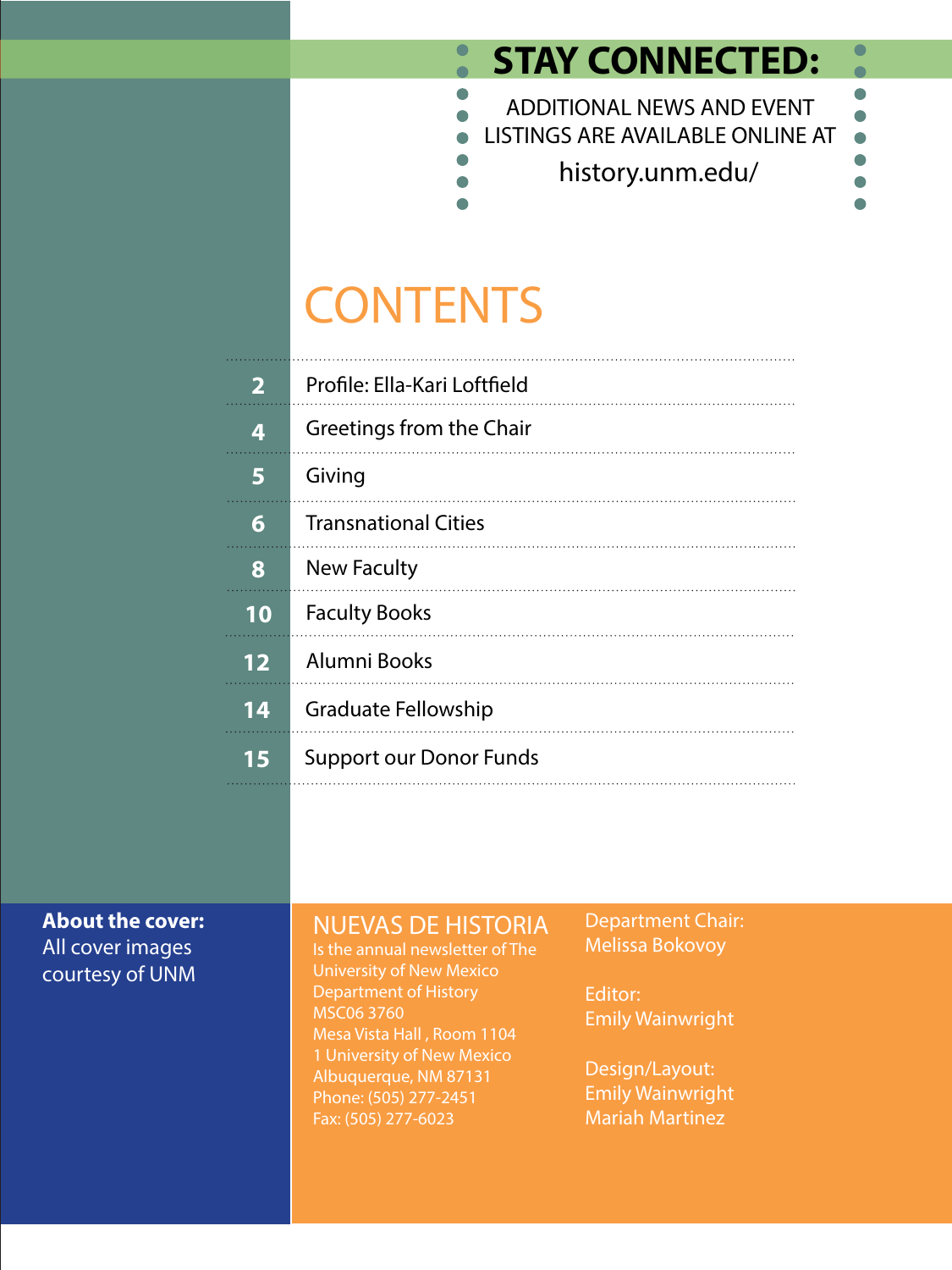## STAY CONNECTED:

ADDITIONAL NEWS AND EVENT LISTINGS ARE AVAILABLE ONLINE AT

history.unm.edu/

# CONTENTS

| | |
|---|---|
| 2 | Profile: Ella-Kari Loftfield |
| 4 | Greetings from the Chair |
| 5 | Giving |
| 6 | Transnational Cities |
| 8 | New Faculty |
| 10 | Faculty Books |
| 12 | Alumni Books |
| 14 | Graduate Fellowship |
| 15 | Support our Donor Funds |

**About the cover:**
All cover images courtesy of UNM

## NUEVAS DE HISTORIA

Is the annual newsletter of The University of New Mexico Department of History
MSC06 3760
Mesa Vista Hall , Room 1104
1 University of New Mexico
Albuquerque, NM 87131
Phone: (505) 277-2451
Fax: (505) 277-6023

Department Chair:
Melissa Bokovoy

Editor:
Emily Wainwright

Design/Layout:
Emily Wainwright
Mariah Martinez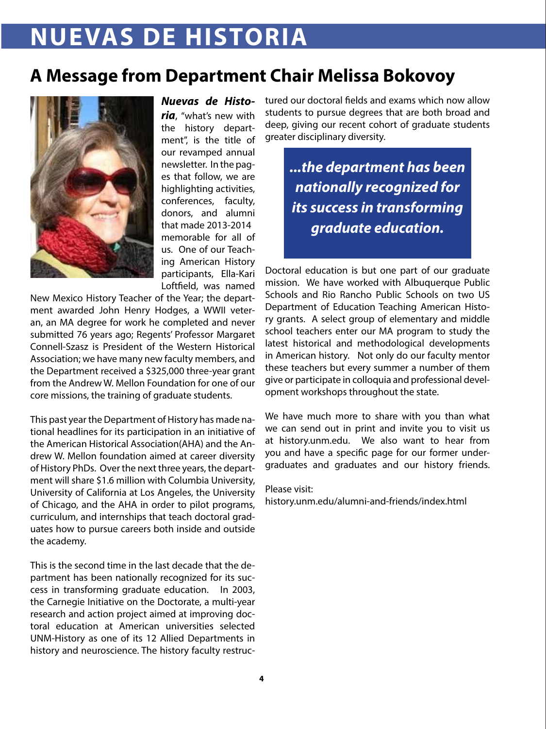# NUEVAS DE HISTORIA

## A Message from Department Chair Melissa Bokovoy

***Nuevas de Historia***, "what's new with the history department", is the title of our revamped annual newsletter. In the pages that follow, we are highlighting activities, conferences, faculty, donors, and alumni that made 2013-2014 memorable for all of us. One of our Teaching American History participants, Ella-Kari Loftfield, was named New Mexico History Teacher of the Year; the department awarded John Henry Hodges, a WWII veteran, an MA degree for work he completed and never submitted 76 years ago; Regents' Professor Margaret Connell-Szasz is President of the Western Historical Association; we have many new faculty members, and the Department received a $325,000 three-year grant from the Andrew W. Mellon Foundation for one of our core missions, the training of graduate students.

This past year the Department of History has made national headlines for its participation in an initiative of the American Historical Association(AHA) and the Andrew W. Mellon foundation aimed at career diversity of History PhDs. Over the next three years, the department will share $1.6 million with Columbia University, University of California at Los Angeles, the University of Chicago, and the AHA in order to pilot programs, curriculum, and internships that teach doctoral graduates how to pursue careers both inside and outside the academy.

This is the second time in the last decade that the department has been nationally recognized for its success in transforming graduate education. In 2003, the Carnegie Initiative on the Doctorate, a multi-year research and action project aimed at improving doctoral education at American universities selected UNM-History as one of its 12 Allied Departments in history and neuroscience. The history faculty restructured our doctoral fields and exams which now allow students to pursue degrees that are both broad and deep, giving our recent cohort of graduate students greater disciplinary diversity.

> ***...the department has been nationally recognized for its success in transforming graduate education.***

Doctoral education is but one part of our graduate mission. We have worked with Albuquerque Public Schools and Rio Rancho Public Schools on two US Department of Education Teaching American History grants. A select group of elementary and middle school teachers enter our MA program to study the latest historical and methodological developments in American history. Not only do our faculty mentor these teachers but every summer a number of them give or participate in colloquia and professional development workshops throughout the state.

We have much more to share with you than what we can send out in print and invite you to visit us at history.unm.edu. We also want to hear from you and have a specific page for our former undergraduates and graduates and our history friends.

Please visit:
history.unm.edu/alumni-and-friends/index.html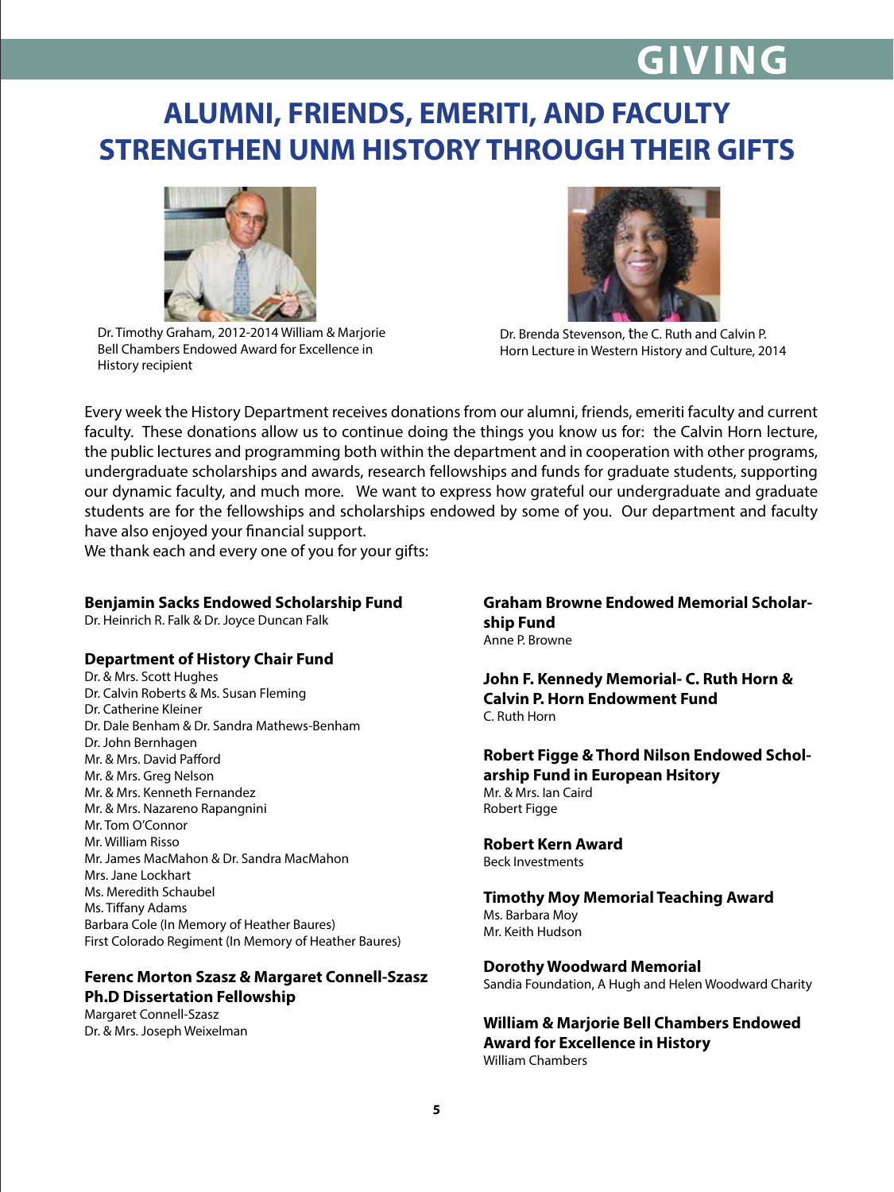# GIVING

## ALUMNI, FRIENDS, EMERITI, AND FACULTY STRENGTHEN UNM HISTORY THROUGH THEIR GIFTS

Dr. Timothy Graham, 2012-2014 William & Marjorie Bell Chambers Endowed Award for Excellence in History recipient

Dr. Brenda Stevenson, the C. Ruth and Calvin P. Horn Lecture in Western History and Culture, 2014

Every week the History Department receives donations from our alumni, friends, emeriti faculty and current faculty. These donations allow us to continue doing the things you know us for: the Calvin Horn lecture, the public lectures and programming both within the department and in cooperation with other programs, undergraduate scholarships and awards, research fellowships and funds for graduate students, supporting our dynamic faculty, and much more. We want to express how grateful our undergraduate and graduate students are for the fellowships and scholarships endowed by some of you. Our department and faculty have also enjoyed your financial support.
We thank each and every one of you for your gifts:

**Benjamin Sacks Endowed Scholarship Fund**
Dr. Heinrich R. Falk & Dr. Joyce Duncan Falk

**Department of History Chair Fund**
Dr. & Mrs. Scott Hughes
Dr. Calvin Roberts & Ms. Susan Fleming
Dr. Catherine Kleiner
Dr. Dale Benham & Dr. Sandra Mathews-Benham
Dr. John Bernhagen
Mr. & Mrs. David Pafford
Mr. & Mrs. Greg Nelson
Mr. & Mrs. Kenneth Fernandez
Mr. & Mrs. Nazareno Rapangnini
Mr. Tom O'Connor
Mr. William Risso
Mr. James MacMahon & Dr. Sandra MacMahon
Mrs. Jane Lockhart
Ms. Meredith Schaubel
Ms. Tiffany Adams
Barbara Cole (In Memory of Heather Baures)
First Colorado Regiment (In Memory of Heather Baures)

**Ferenc Morton Szasz & Margaret Connell-Szasz Ph.D Dissertation Fellowship**
Margaret Connell-Szasz
Dr. & Mrs. Joseph Weixelman

**Graham Browne Endowed Memorial Scholarship Fund**
Anne P. Browne

**John F. Kennedy Memorial- C. Ruth Horn & Calvin P. Horn Endowment Fund**
C. Ruth Horn

**Robert Figge & Thord Nilson Endowed Scholarship Fund in European Hsitory**
Mr. & Mrs. Ian Caird
Robert Figge

**Robert Kern Award**
Beck Investments

**Timothy Moy Memorial Teaching Award**
Ms. Barbara Moy
Mr. Keith Hudson

**Dorothy Woodward Memorial**
Sandia Foundation, A Hugh and Helen Woodward Charity

**William & Marjorie Bell Chambers Endowed Award for Excellence in History**
William Chambers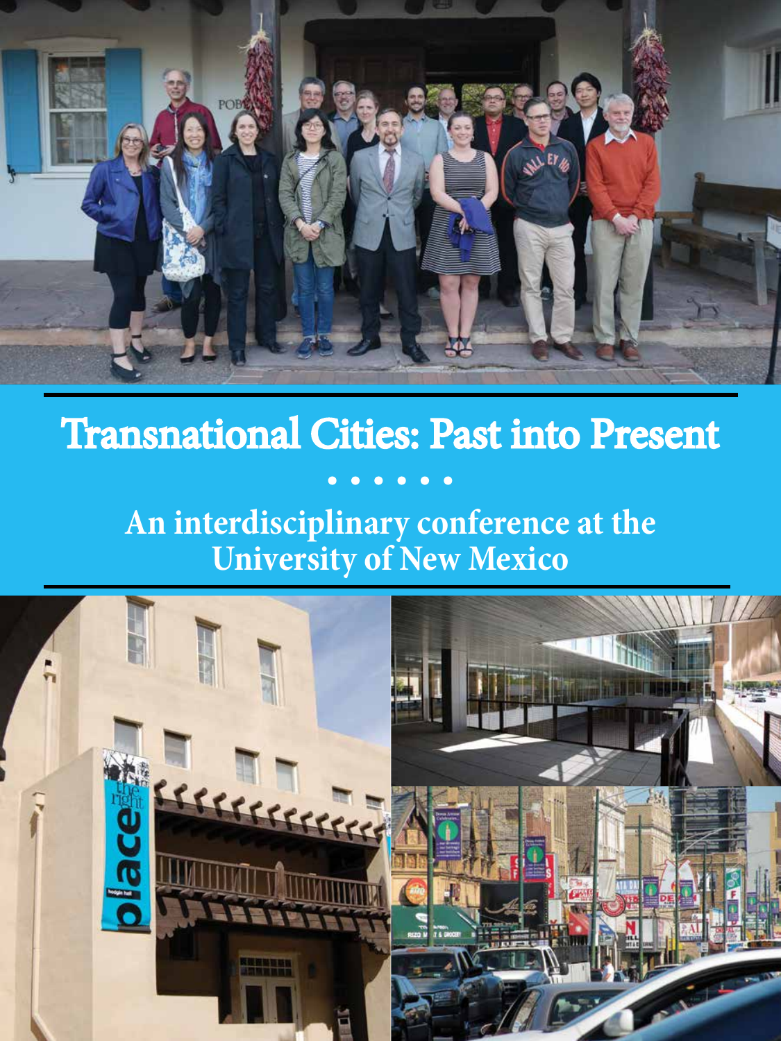# Transnational Cities: Past into Present

• • • • • •

## An interdisciplinary conference at the University of New Mexico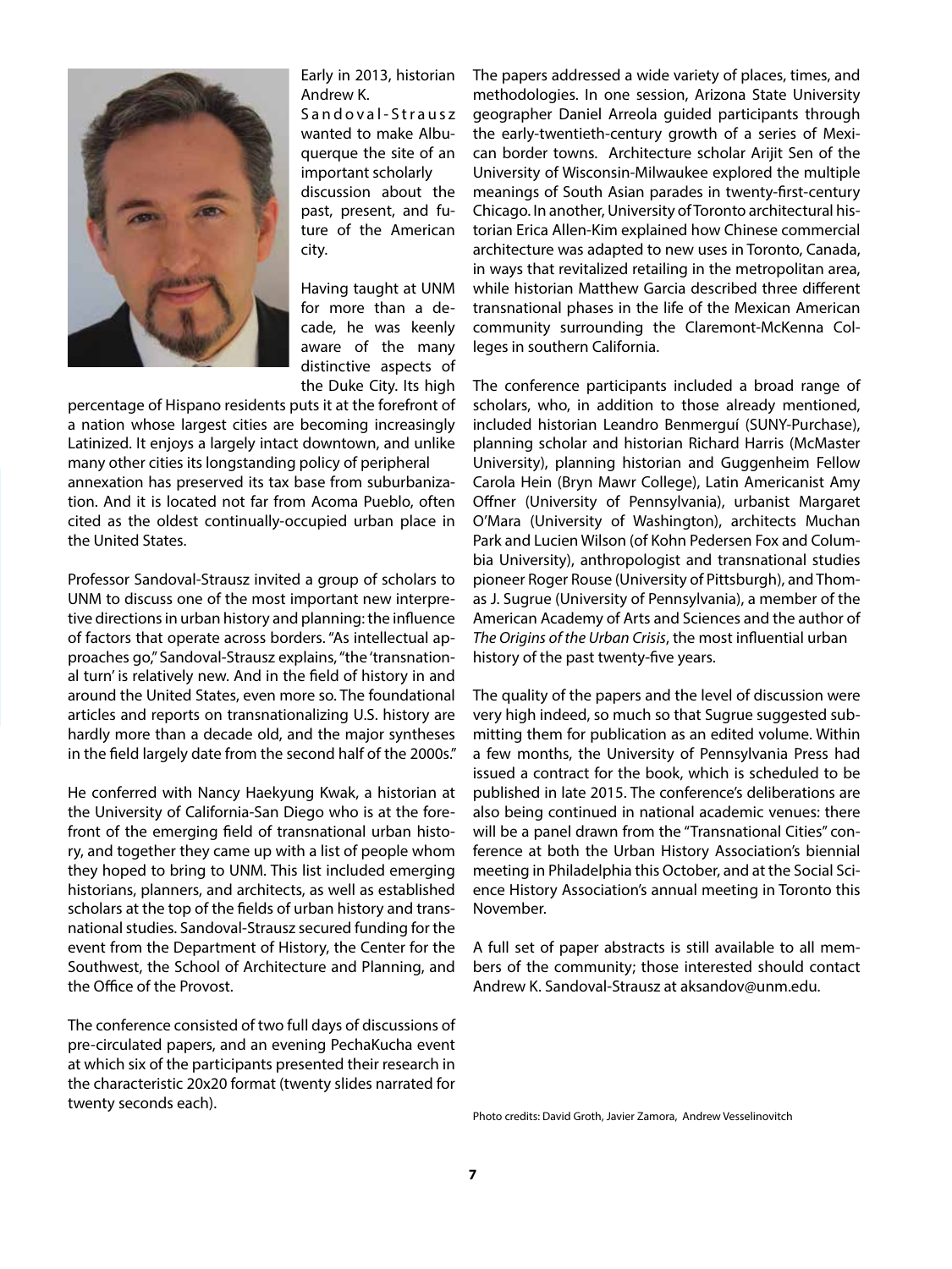Early in 2013, historian Andrew K. Sandoval-Strausz wanted to make Albuquerque the site of an important scholarly discussion about the past, present, and future of the American city.

Having taught at UNM for more than a decade, he was keenly aware of the many distinctive aspects of the Duke City. Its high percentage of Hispano residents puts it at the forefront of a nation whose largest cities are becoming increasingly Latinized. It enjoys a largely intact downtown, and unlike many other cities its longstanding policy of peripheral annexation has preserved its tax base from suburbanization. And it is located not far from Acoma Pueblo, often cited as the oldest continually-occupied urban place in the United States.

Professor Sandoval-Strausz invited a group of scholars to UNM to discuss one of the most important new interpretive directions in urban history and planning: the influence of factors that operate across borders. "As intellectual approaches go," Sandoval-Strausz explains, "the 'transnational turn' is relatively new. And in the field of history in and around the United States, even more so. The foundational articles and reports on transnationalizing U.S. history are hardly more than a decade old, and the major syntheses in the field largely date from the second half of the 2000s."

He conferred with Nancy Haekyung Kwak, a historian at the University of California-San Diego who is at the forefront of the emerging field of transnational urban history, and together they came up with a list of people whom they hoped to bring to UNM. This list included emerging historians, planners, and architects, as well as established scholars at the top of the fields of urban history and transnational studies. Sandoval-Strausz secured funding for the event from the Department of History, the Center for the Southwest, the School of Architecture and Planning, and the Office of the Provost.

The conference consisted of two full days of discussions of pre-circulated papers, and an evening PechaKucha event at which six of the participants presented their research in the characteristic 20x20 format (twenty slides narrated for twenty seconds each).

The papers addressed a wide variety of places, times, and methodologies. In one session, Arizona State University geographer Daniel Arreola guided participants through the early-twentieth-century growth of a series of Mexican border towns. Architecture scholar Arijit Sen of the University of Wisconsin-Milwaukee explored the multiple meanings of South Asian parades in twenty-first-century Chicago. In another, University of Toronto architectural historian Erica Allen-Kim explained how Chinese commercial architecture was adapted to new uses in Toronto, Canada, in ways that revitalized retailing in the metropolitan area, while historian Matthew Garcia described three different transnational phases in the life of the Mexican American community surrounding the Claremont-McKenna Colleges in southern California.

The conference participants included a broad range of scholars, who, in addition to those already mentioned, included historian Leandro Benmerguí (SUNY-Purchase), planning scholar and historian Richard Harris (McMaster University), planning historian and Guggenheim Fellow Carola Hein (Bryn Mawr College), Latin Americanist Amy Offner (University of Pennsylvania), urbanist Margaret O'Mara (University of Washington), architects Muchan Park and Lucien Wilson (of Kohn Pedersen Fox and Columbia University), anthropologist and transnational studies pioneer Roger Rouse (University of Pittsburgh), and Thomas J. Sugrue (University of Pennsylvania), a member of the American Academy of Arts and Sciences and the author of *The Origins of the Urban Crisis*, the most influential urban history of the past twenty-five years.

The quality of the papers and the level of discussion were very high indeed, so much so that Sugrue suggested submitting them for publication as an edited volume. Within a few months, the University of Pennsylvania Press had issued a contract for the book, which is scheduled to be published in late 2015. The conference's deliberations are also being continued in national academic venues: there will be a panel drawn from the "Transnational Cities" conference at both the Urban History Association's biennial meeting in Philadelphia this October, and at the Social Science History Association's annual meeting in Toronto this November.

A full set of paper abstracts is still available to all members of the community; those interested should contact Andrew K. Sandoval-Strausz at aksandov@unm.edu.

Photo credits: David Groth, Javier Zamora, Andrew Vesselinovitch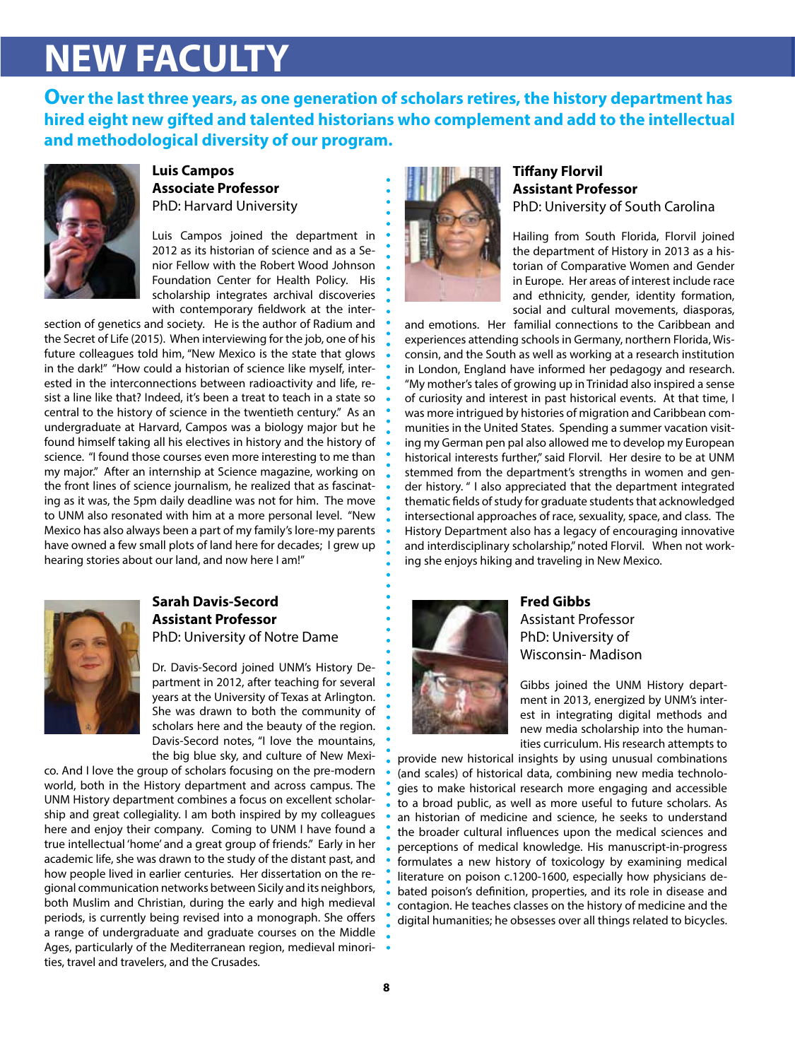# NEW FACULTY

**Over the last three years, as one generation of scholars retires, the history department has hired eight new gifted and talented historians who complement and add to the intellectual and methodological diversity of our program.**

### Luis Campos
**Associate Professor**
PhD: Harvard University

Luis Campos joined the department in 2012 as its historian of science and as a Senior Fellow with the Robert Wood Johnson Foundation Center for Health Policy. His scholarship integrates archival discoveries with contemporary fieldwork at the intersection of genetics and society. He is the author of Radium and the Secret of Life (2015). When interviewing for the job, one of his future colleagues told him, "New Mexico is the state that glows in the dark!" "How could a historian of science like myself, interested in the interconnections between radioactivity and life, resist a line like that? Indeed, it's been a treat to teach in a state so central to the history of science in the twentieth century." As an undergraduate at Harvard, Campos was a biology major but he found himself taking all his electives in history and the history of science. "I found those courses even more interesting to me than my major." After an internship at Science magazine, working on the front lines of science journalism, he realized that as fascinating as it was, the 5pm daily deadline was not for him. The move to UNM also resonated with him at a more personal level. "New Mexico has also always been a part of my family's lore-my parents have owned a few small plots of land here for decades; I grew up hearing stories about our land, and now here I am!"

### Sarah Davis-Secord
**Assistant Professor**
PhD: University of Notre Dame

Dr. Davis-Secord joined UNM's History Department in 2012, after teaching for several years at the University of Texas at Arlington. She was drawn to both the community of scholars here and the beauty of the region. Davis-Secord notes, "I love the mountains, the big blue sky, and culture of New Mexico. And I love the group of scholars focusing on the pre-modern world, both in the History department and across campus. The UNM History department combines a focus on excellent scholarship and great collegiality. I am both inspired by my colleagues here and enjoy their company. Coming to UNM I have found a true intellectual 'home' and a great group of friends." Early in her academic life, she was drawn to the study of the distant past, and how people lived in earlier centuries. Her dissertation on the regional communication networks between Sicily and its neighbors, both Muslim and Christian, during the early and high medieval periods, is currently being revised into a monograph. She offers a range of undergraduate and graduate courses on the Middle Ages, particularly of the Mediterranean region, medieval minorities, travel and travelers, and the Crusades.

### Tiffany Florvil
**Assistant Professor**
PhD: University of South Carolina

Hailing from South Florida, Florvil joined the department of History in 2013 as a historian of Comparative Women and Gender in Europe. Her areas of interest include race and ethnicity, gender, identity formation, social and cultural movements, diasporas, and emotions. Her familial connections to the Caribbean and experiences attending schools in Germany, northern Florida, Wisconsin, and the South as well as working at a research institution in London, England have informed her pedagogy and research. "My mother's tales of growing up in Trinidad also inspired a sense of curiosity and interest in past historical events. At that time, I was more intrigued by histories of migration and Caribbean communities in the United States. Spending a summer vacation visiting my German pen pal also allowed me to develop my European historical interests further," said Florvil. Her desire to be at UNM stemmed from the department's strengths in women and gender history. " I also appreciated that the department integrated thematic fields of study for graduate students that acknowledged intersectional approaches of race, sexuality, space, and class. The History Department also has a legacy of encouraging innovative and interdisciplinary scholarship," noted Florvil. When not working she enjoys hiking and traveling in New Mexico.

### Fred Gibbs
Assistant Professor
PhD: University of Wisconsin- Madison

Gibbs joined the UNM History department in 2013, energized by UNM's interest in integrating digital methods and new media scholarship into the humanities curriculum. His research attempts to provide new historical insights by using unusual combinations (and scales) of historical data, combining new media technologies to make historical research more engaging and accessible to a broad public, as well as more useful to future scholars. As an historian of medicine and science, he seeks to understand the broader cultural influences upon the medical sciences and perceptions of medical knowledge. His manuscript-in-progress formulates a new history of toxicology by examining medical literature on poison c.1200-1600, especially how physicians debated poison's definition, properties, and its role in disease and contagion. He teaches classes on the history of medicine and the digital humanities; he obsesses over all things related to bicycles.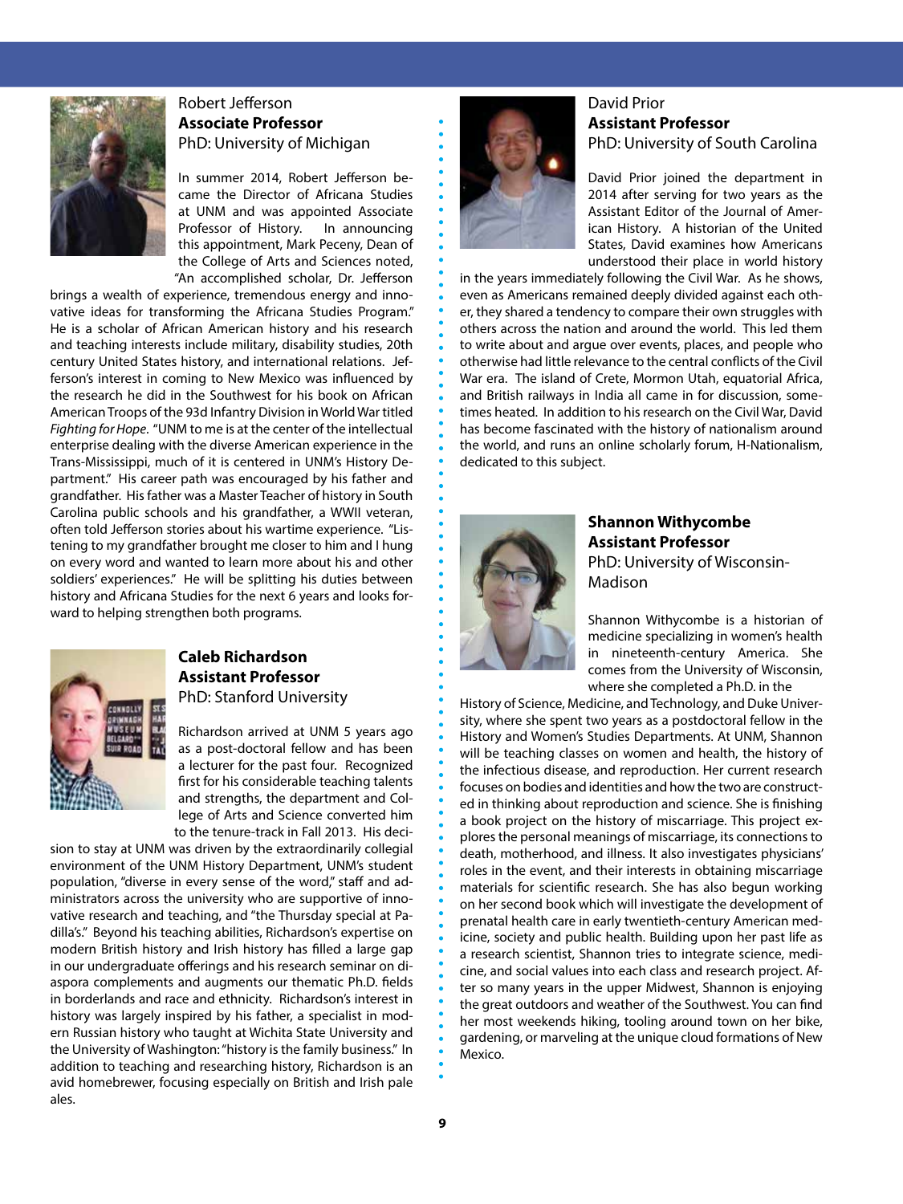## Robert Jefferson
**Associate Professor**
PhD: University of Michigan

In summer 2014, Robert Jefferson became the Director of Africana Studies at UNM and was appointed Associate Professor of History. In announcing this appointment, Mark Peceny, Dean of the College of Arts and Sciences noted, "An accomplished scholar, Dr. Jefferson brings a wealth of experience, tremendous energy and innovative ideas for transforming the Africana Studies Program." He is a scholar of African American history and his research and teaching interests include military, disability studies, 20th century United States history, and international relations. Jefferson's interest in coming to New Mexico was influenced by the research he did in the Southwest for his book on African American Troops of the 93d Infantry Division in World War titled *Fighting for Hope*. "UNM to me is at the center of the intellectual enterprise dealing with the diverse American experience in the Trans-Mississippi, much of it is centered in UNM's History Department." His career path was encouraged by his father and grandfather. His father was a Master Teacher of history in South Carolina public schools and his grandfather, a WWII veteran, often told Jefferson stories about his wartime experience. "Listening to my grandfather brought me closer to him and I hung on every word and wanted to learn more about his and other soldiers' experiences." He will be splitting his duties between history and Africana Studies for the next 6 years and looks forward to helping strengthen both programs.

## Caleb Richardson
**Assistant Professor**
PhD: Stanford University

Richardson arrived at UNM 5 years ago as a post-doctoral fellow and has been a lecturer for the past four. Recognized first for his considerable teaching talents and strengths, the department and College of Arts and Science converted him to the tenure-track in Fall 2013. His decision to stay at UNM was driven by the extraordinarily collegial environment of the UNM History Department, UNM's student population, "diverse in every sense of the word," staff and administrators across the university who are supportive of innovative research and teaching, and "the Thursday special at Padilla's." Beyond his teaching abilities, Richardson's expertise on modern British history and Irish history has filled a large gap in our undergraduate offerings and his research seminar on diaspora complements and augments our thematic Ph.D. fields in borderlands and race and ethnicity. Richardson's interest in history was largely inspired by his father, a specialist in modern Russian history who taught at Wichita State University and the University of Washington: "history is the family business." In addition to teaching and researching history, Richardson is an avid homebrewer, focusing especially on British and Irish pale ales.

## David Prior
**Assistant Professor**
PhD: University of South Carolina

David Prior joined the department in 2014 after serving for two years as the Assistant Editor of the Journal of American History. A historian of the United States, David examines how Americans understood their place in world history in the years immediately following the Civil War. As he shows, even as Americans remained deeply divided against each other, they shared a tendency to compare their own struggles with others across the nation and around the world. This led them to write about and argue over events, places, and people who otherwise had little relevance to the central conflicts of the Civil War era. The island of Crete, Mormon Utah, equatorial Africa, and British railways in India all came in for discussion, sometimes heated. In addition to his research on the Civil War, David has become fascinated with the history of nationalism around the world, and runs an online scholarly forum, H-Nationalism, dedicated to this subject.

## Shannon Withycombe
**Assistant Professor**
PhD: University of Wisconsin-Madison

Shannon Withycombe is a historian of medicine specializing in women's health in nineteenth-century America. She comes from the University of Wisconsin, where she completed a Ph.D. in the History of Science, Medicine, and Technology, and Duke University, where she spent two years as a postdoctoral fellow in the History and Women's Studies Departments. At UNM, Shannon will be teaching classes on women and health, the history of the infectious disease, and reproduction. Her current research focuses on bodies and identities and how the two are constructed in thinking about reproduction and science. She is finishing a book project on the history of miscarriage. This project explores the personal meanings of miscarriage, its connections to death, motherhood, and illness. It also investigates physicians' roles in the event, and their interests in obtaining miscarriage materials for scientific research. She has also begun working on her second book which will investigate the development of prenatal health care in early twentieth-century American medicine, society and public health. Building upon her past life as a research scientist, Shannon tries to integrate science, medicine, and social values into each class and research project. After so many years in the upper Midwest, Shannon is enjoying the great outdoors and weather of the Southwest. You can find her most weekends hiking, tooling around town on her bike, gardening, or marveling at the unique cloud formations of New Mexico.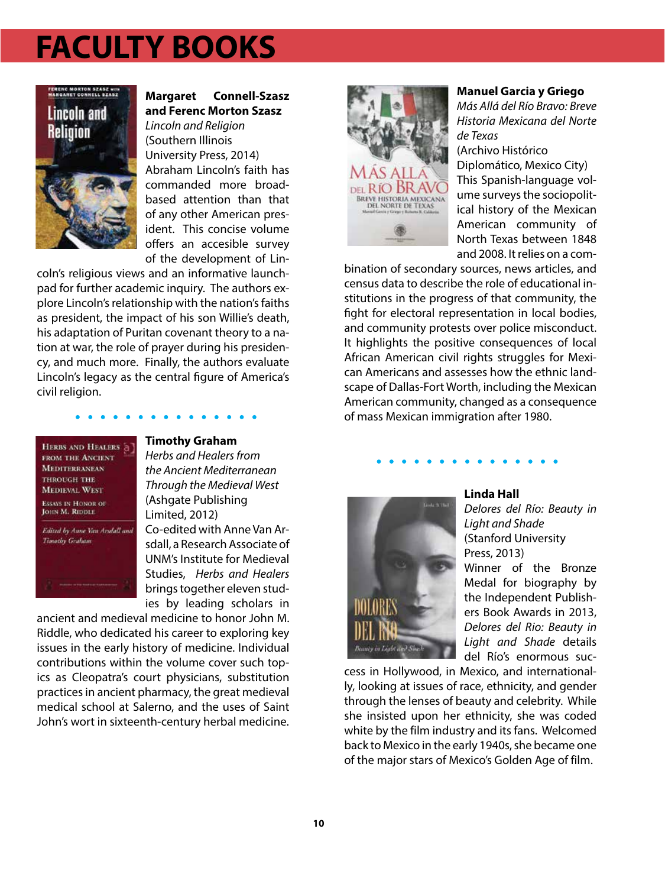# FACULTY BOOKS

**Margaret Connell-Szasz and Ferenc Morton Szasz**
*Lincoln and Religion*
(Southern Illinois University Press, 2014)
Abraham Lincoln's faith has commanded more broad-based attention than that of any other American president. This concise volume offers an accesible survey of the development of Lincoln's religious views and an informative launchpad for further academic inquiry. The authors explore Lincoln's relationship with the nation's faiths as president, the impact of his son Willie's death, his adaptation of Puritan covenant theory to a nation at war, the role of prayer during his presidency, and much more. Finally, the authors evaluate Lincoln's legacy as the central figure of America's civil religion.

**Timothy Graham**
*Herbs and Healers from the Ancient Mediterranean Through the Medieval West*
(Ashgate Publishing Limited, 2012)
Co-edited with Anne Van Arsdall, a Research Associate of UNM's Institute for Medieval Studies, *Herbs and Healers* brings together eleven studies by leading scholars in ancient and medieval medicine to honor John M. Riddle, who dedicated his career to exploring key issues in the early history of medicine. Individual contributions within the volume cover such topics as Cleopatra's court physicians, substitution practices in ancient pharmacy, the great medieval medical school at Salerno, and the uses of Saint John's wort in sixteenth-century herbal medicine.

**Manuel Garcia y Griego**
*Más Allá del Río Bravo: Breve Historia Mexicana del Norte de Texas*
(Archivo Histórico Diplomático, Mexico City)
This Spanish-language volume surveys the sociopolitical history of the Mexican American community of North Texas between 1848 and 2008. It relies on a combination of secondary sources, news articles, and census data to describe the role of educational institutions in the progress of that community, the fight for electoral representation in local bodies, and community protests over police misconduct. It highlights the positive consequences of local African American civil rights struggles for Mexican Americans and assesses how the ethnic landscape of Dallas-Fort Worth, including the Mexican American community, changed as a consequence of mass Mexican immigration after 1980.

**Linda Hall**
*Delores del Río: Beauty in Light and Shade*
(Stanford University Press, 2013)
Winner of the Bronze Medal for biography by the Independent Publishers Book Awards in 2013, *Delores del Rio: Beauty in Light and Shade* details del Río's enormous success in Hollywood, in Mexico, and internationally, looking at issues of race, ethnicity, and gender through the lenses of beauty and celebrity. While she insisted upon her ethnicity, she was coded white by the film industry and its fans. Welcomed back to Mexico in the early 1940s, she became one of the major stars of Mexico's Golden Age of film.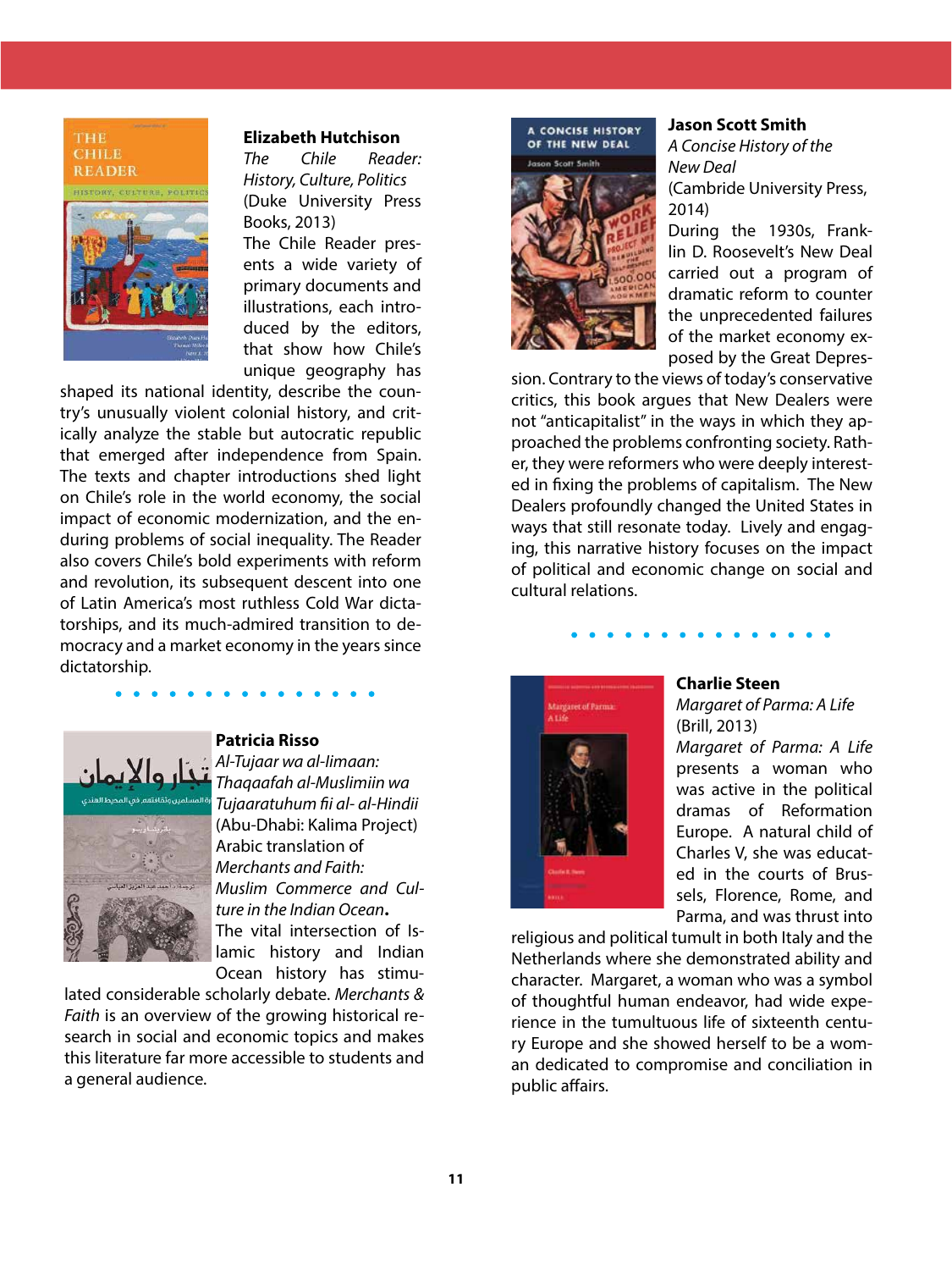### Elizabeth Hutchison

*The Chile Reader: History, Culture, Politics*
(Duke University Press Books, 2013)

The Chile Reader presents a wide variety of primary documents and illustrations, each introduced by the editors, that show how Chile's unique geography has shaped its national identity, describe the country's unusually violent colonial history, and critically analyze the stable but autocratic republic that emerged after independence from Spain. The texts and chapter introductions shed light on Chile's role in the world economy, the social impact of economic modernization, and the enduring problems of social inequality. The Reader also covers Chile's bold experiments with reform and revolution, its subsequent descent into one of Latin America's most ruthless Cold War dictatorships, and its much-admired transition to democracy and a market economy in the years since dictatorship.

### Patricia Risso

*Al-Tujaar wa al-Iimaan: Thaqaafah al-Muslimiin wa Tujaaratuhum fii al- al-Hindii*
(Abu-Dhabi: Kalima Project)
Arabic translation of *Merchants and Faith: Muslim Commerce and Culture in the Indian Ocean***.**

The vital intersection of Islamic history and Indian Ocean history has stimulated considerable scholarly debate. *Merchants & Faith* is an overview of the growing historical research in social and economic topics and makes this literature far more accessible to students and a general audience.

### Jason Scott Smith

*A Concise History of the New Deal*
(Cambridge University Press, 2014)

During the 1930s, Franklin D. Roosevelt's New Deal carried out a program of dramatic reform to counter the unprecedented failures of the market economy exposed by the Great Depression. Contrary to the views of today's conservative critics, this book argues that New Dealers were not "anticapitalist" in the ways in which they approached the problems confronting society. Rather, they were reformers who were deeply interested in fixing the problems of capitalism. The New Dealers profoundly changed the United States in ways that still resonate today. Lively and engaging, this narrative history focuses on the impact of political and economic change on social and cultural relations.

### Charlie Steen

*Margaret of Parma: A Life*
(Brill, 2013)

*Margaret of Parma: A Life* presents a woman who was active in the political dramas of Reformation Europe. A natural child of Charles V, she was educated in the courts of Brussels, Florence, Rome, and Parma, and was thrust into religious and political tumult in both Italy and the Netherlands where she demonstrated ability and character. Margaret, a woman who was a symbol of thoughtful human endeavor, had wide experience in the tumultuous life of sixteenth century Europe and she showed herself to be a woman dedicated to compromise and conciliation in public affairs.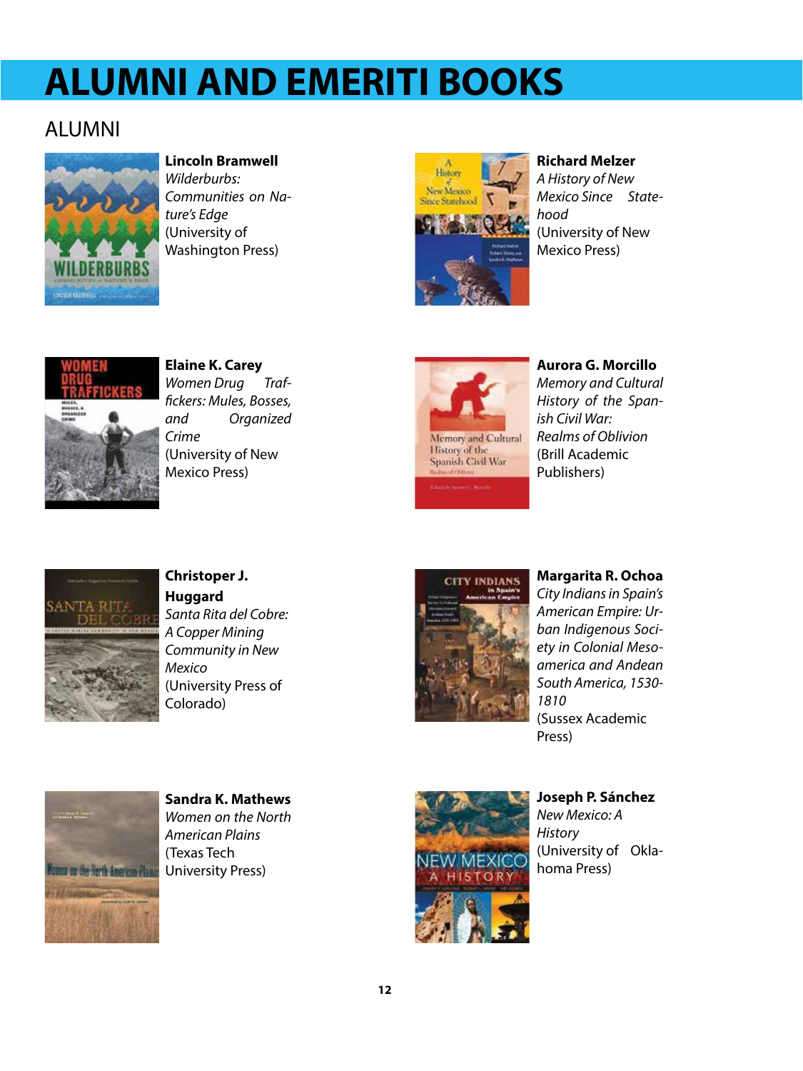# ALUMNI AND EMERITI BOOKS

## ALUMNI

**Lincoln Bramwell**
*Wilderburbs: Communities on Nature's Edge*
(University of Washington Press)

**Richard Melzer**
*A History of New Mexico Since Statehood*
(University of New Mexico Press)

**Elaine K. Carey**
*Women Drug Traffickers: Mules, Bosses, and Organized Crime*
(University of New Mexico Press)

**Aurora G. Morcillo**
*Memory and Cultural History of the Spanish Civil War: Realms of Oblivion*
(Brill Academic Publishers)

**Christopher J. Huggard**
*Santa Rita del Cobre: A Copper Mining Community in New Mexico*
(University Press of Colorado)

**Margarita R. Ochoa**
*City Indians in Spain's American Empire: Urban Indigenous Society in Colonial Mesoamerica and Andean South America, 1530-1810*
(Sussex Academic Press)

**Sandra K. Mathews**
*Women on the North American Plains*
(Texas Tech University Press)

**Joseph P. Sánchez**
*New Mexico: A History*
(University of Oklahoma Press)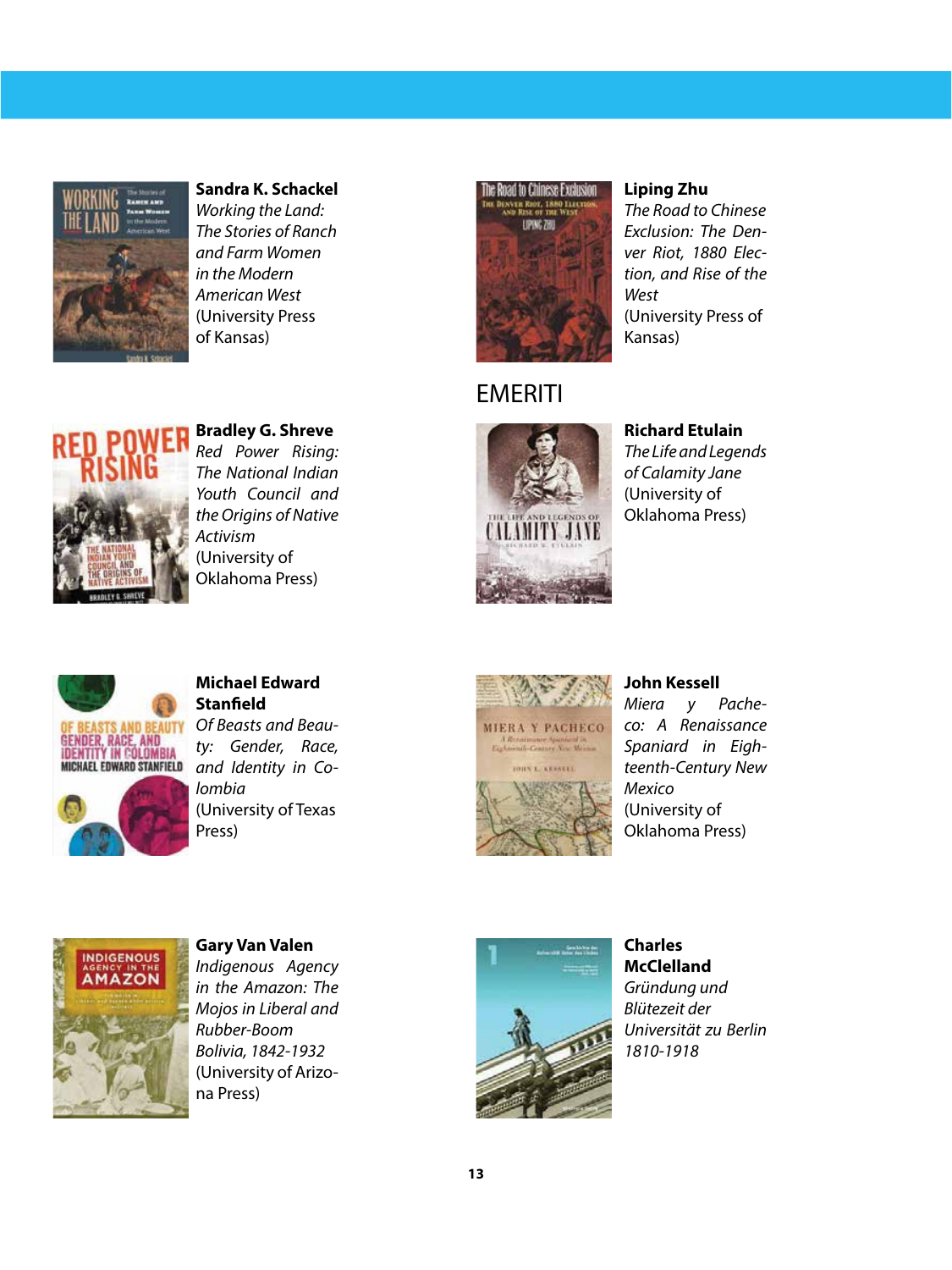**Sandra K. Schackel**
*Working the Land: The Stories of Ranch and Farm Women in the Modern American West*
(University Press of Kansas)

**Liping Zhu**
*The Road to Chinese Exclusion: The Denver Riot, 1880 Election, and Rise of the West*
(University Press of Kansas)

**Bradley G. Shreve**
*Red Power Rising: The National Indian Youth Council and the Origins of Native Activism*
(University of Oklahoma Press)

**Michael Edward Stanfield**
*Of Beasts and Beauty: Gender, Race, and Identity in Colombia*
(University of Texas Press)

**Gary Van Valen**
*Indigenous Agency in the Amazon: The Mojos in Liberal and Rubber-Boom Bolivia, 1842-1932*
(University of Arizona Press)

## EMERITI

**Richard Etulain**
*The Life and Legends of Calamity Jane*
(University of Oklahoma Press)

**John Kessell**
*Miera y Pacheco: A Renaissance Spaniard in Eighteenth-Century New Mexico*
(University of Oklahoma Press)

**Charles McClelland**
*Gründung und Blütezeit der Universität zu Berlin 1810-1918*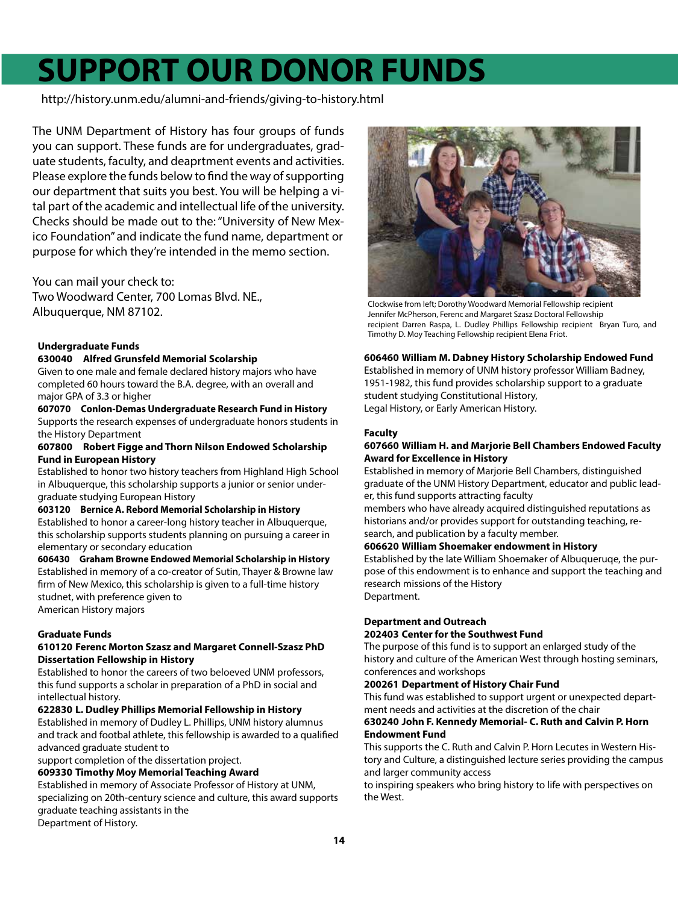# SUPPORT OUR DONOR FUNDS

http://history.unm.edu/alumni-and-friends/giving-to-history.html

The UNM Department of History has four groups of funds you can support. These funds are for undergraduates, graduate students, faculty, and deaprtment events and activities. Please explore the funds below to find the way of supporting our department that suits you best. You will be helping a vital part of the academic and intellectual life of the university. Checks should be made out to the: "University of New Mexico Foundation" and indicate the fund name, department or purpose for which they're intended in the memo section.

You can mail your check to:
Two Woodward Center, 700 Lomas Blvd. NE.,
Albuquerque, NM 87102.

Clockwise from left; Dorothy Woodward Memorial Fellowship recipient Jennifer McPherson, Ferenc and Margaret Szasz Doctoral Fellowship recipient Darren Raspa, L. Dudley Phillips Fellowship recipient Bryan Turo, and Timothy D. Moy Teaching Fellowship recipient Elena Friot.

### Undergraduate Funds

**630040 Alfred Grunsfeld Memorial Scolarship**
Given to one male and female declared history majors who have completed 60 hours toward the B.A. degree, with an overall and major GPA of 3.3 or higher

**607070 Conlon-Demas Undergraduate Research Fund in History**
Supports the research expenses of undergraduate honors students in the History Department

**607800 Robert Figge and Thorn Nilson Endowed Scholarship Fund in European History**
Established to honor two history teachers from Highland High School in Albuquerque, this scholarship supports a junior or senior undergraduate studying European History

**603120 Bernice A. Rebord Memorial Scholarship in History**
Established to honor a career-long history teacher in Albuquerque, this scholarship supports students planning on pursuing a career in elementary or secondary education

**606430 Graham Browne Endowed Memorial Scholarship in History**
Established in memory of a co-creator of Sutin, Thayer & Browne law firm of New Mexico, this scholarship is given to a full-time history studnet, with preference given to American History majors

### Graduate Funds

**610120 Ferenc Morton Szasz and Margaret Connell-Szasz PhD Dissertation Fellowship in History**
Established to honor the careers of two beloeved UNM professors, this fund supports a scholar in preparation of a PhD in social and intellectual history.

**622830 L. Dudley Phillips Memorial Fellowship in History**
Established in memory of Dudley L. Phillips, UNM history alumnus and track and footbal athlete, this fellowship is awarded to a qualified advanced graduate student to support completion of the dissertation project.

**609330 Timothy Moy Memorial Teaching Award**
Established in memory of Associate Professor of History at UNM, specializing on 20th-century science and culture, this award supports graduate teaching assistants in the Department of History.

**606460 William M. Dabney History Scholarship Endowed Fund**
Established in memory of UNM history professor William Badney, 1951-1982, this fund provides scholarship support to a graduate student studying Constitutional History, Legal History, or Early American History.

### Faculty

**607660 William H. and Marjorie Bell Chambers Endowed Faculty Award for Excellence in History**
Established in memory of Marjorie Bell Chambers, distinguished graduate of the UNM History Department, educator and public leader, this fund supports attracting faculty members who have already acquired distinguished reputations as historians and/or provides support for outstanding teaching, research, and publication by a faculty member.

**606620 William Shoemaker endowment in History**
Established by the late William Shoemaker of Albuqueruqe, the purpose of this endowment is to enhance and support the teaching and research missions of the History Department.

### Department and Outreach

**202403 Center for the Southwest Fund**
The purpose of this fund is to support an enlarged study of the history and culture of the American West through hosting seminars, conferences and workshops

**200261 Department of History Chair Fund**
This fund was established to support urgent or unexpected department needs and activities at the discretion of the chair

**630240 John F. Kennedy Memorial- C. Ruth and Calvin P. Horn Endowment Fund**
This supports the C. Ruth and Calvin P. Horn Lecutes in Western History and Culture, a distinguished lecture series providing the campus and larger community access to inspiring speakers who bring history to life with perspectives on the West.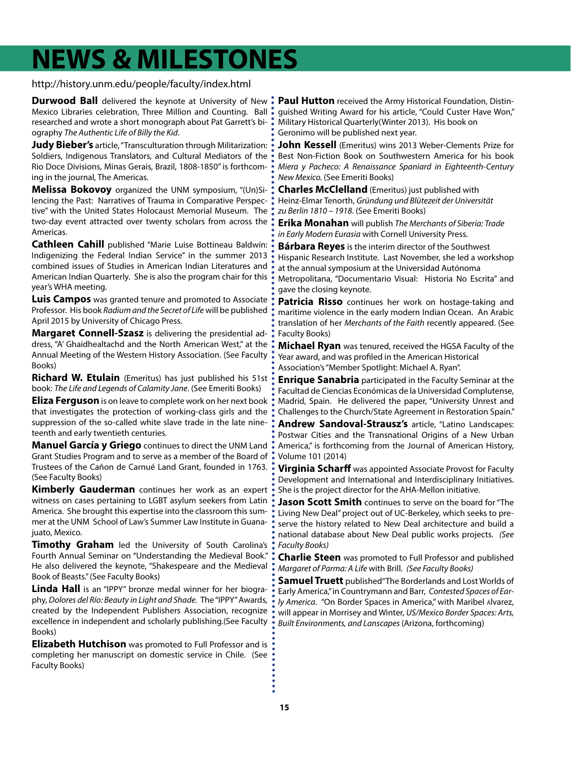# NEWS & MILESTONES

http://history.unm.edu/people/faculty/index.html

**Durwood Ball** delivered the keynote at University of New Mexico Libraries celebration, Three Million and Counting. Ball researched and wrote a short monograph about Pat Garrett's biography *The Authentic Life of Billy the Kid*.

**Judy Bieber's** article, "Transculturation through Militarization: Soldiers, Indigenous Translators, and Cultural Mediators of the Rio Doce Divisions, Minas Gerais, Brazil, 1808-1850" is forthcoming in the journal, The Americas.

**Melissa Bokovoy** organized the UNM symposium, "(Un)Silencing the Past: Narratives of Trauma in Comparative Perspective" with the United States Holocaust Memorial Museum. The two-day event attracted over twenty scholars from across the Americas.

**Cathleen Cahill** published "Marie Luise Bottineau Baldwin: Indigenizing the Federal Indian Service" in the summer 2013 combined issues of Studies in American Indian Literatures and American Indian Quarterly. She is also the program chair for this year's WHA meeting.

**Luis Campos** was granted tenure and promoted to Associate Professor. His book *Radium and the Secret of Life* will be published April 2015 by University of Chicago Press.

**Margaret Connell-Szasz** is delivering the presidential address, "A' Ghaidhealtachd and the North American West," at the Annual Meeting of the Western History Association. (See Faculty Books)

**Richard W. Etulain** (Emeritus) has just published his 51st book: *The Life and Legends of Calamity Jane*. (See Emeriti Books)

**Eliza Ferguson** is on leave to complete work on her next book that investigates the protection of working-class girls and the suppression of the so-called white slave trade in the late nineteenth and early twentieth centuries.

**Manuel García y Griego** continues to direct the UNM Land Grant Studies Program and to serve as a member of the Board of Trustees of the Cañon de Carnué Land Grant, founded in 1763. (See Faculty Books)

**Kimberly Gauderman** continues her work as an expert witness on cases pertaining to LGBT asylum seekers from Latin America. She brought this expertise into the classroom this summer at the UNM School of Law's Summer Law Institute in Guanajuato, Mexico.

**Timothy Graham** led the University of South Carolina's Fourth Annual Seminar on "Understanding the Medieval Book." He also delivered the keynote, "Shakespeare and the Medieval Book of Beasts." (See Faculty Books)

**Linda Hall** is an "IPPY" bronze medal winner for her biography, *Dolores del Río: Beauty in Light and Shade.* The "IPPY" Awards, created by the Independent Publishers Association, recognize excellence in independent and scholarly publishing.(See Faculty Books)

**Elizabeth Hutchison** was promoted to Full Professor and is completing her manuscript on domestic service in Chile. (See Faculty Books)

**Paul Hutton** received the Army Historical Foundation, Distinguished Writing Award for his article, "Could Custer Have Won," Military Historical Quarterly(Winter 2013). His book on Geronimo will be published next year.

**John Kessell** (Emeritus) wins 2013 Weber-Clements Prize for Best Non-Fiction Book on Southwestern America for his book *Miera y Pacheco: A Renaissance Spaniard in Eighteenth-Century New Mexico.* (See Emeriti Books)

**Charles McClelland** (Emeritus) just published with Heinz-Elmar Tenorth, *Gründung und Blützeit der Universität zu Berlin 1810 – 1918*. (See Emeriti Books)

**Erika Monahan** will publish *The Merchants of Siberia: Trade in Early Modern Eurasia* with Cornell University Press.

**Bárbara Reyes** is the interim director of the Southwest Hispanic Research Institute. Last November, she led a workshop at the annual symposium at the Universidad Autónoma Metropolitana, "Documentario Visual: Historia No Escrita" and gave the closing keynote.

**Patricia Risso** continues her work on hostage-taking and maritime violence in the early modern Indian Ocean. An Arabic translation of her *Merchants of the Faith* recently appeared. (See Faculty Books)

**Michael Ryan** was tenured, received the HGSA Faculty of the Year award, and was profiled in the American Historical Association's "Member Spotlight: Michael A. Ryan".

**Enrique Sanabria** participated in the Faculty Seminar at the Facultad de Ciencias Económicas de la Universidad Complutense, Madrid, Spain. He delivered the paper, "University Unrest and Challenges to the Church/State Agreement in Restoration Spain."

**Andrew Sandoval-Strausz's** article, "Latino Landscapes: Postwar Cities and the Transnational Origins of a New Urban America," is forthcoming from the Journal of American History, Volume 101 (2014)

**Virginia Scharff** was appointed Associate Provost for Faculty Development and International and Interdisciplinary Initiatives. She is the project director for the AHA-Mellon initiative.

**Jason Scott Smith** continues to serve on the board for "The Living New Deal" project out of UC-Berkeley, which seeks to preserve the history related to New Deal architecture and build a national database about New Deal public works projects. *(See Faculty Books)*

**Charlie Steen** was promoted to Full Professor and published *Margaret of Parma: A Life* with Brill. *(See Faculty Books)*

**Samuel Truett** published "The Borderlands and Lost Worlds of Early America," in Countrymann and Barr, *Contested Spaces of Early America*. "On Border Spaces in America," with Maribel Alvarez, will appear in Morrisey and Winter, *US/Mexico Border Spaces: Arts, Built Environments, and Lanscapes* (Arizona, forthcoming)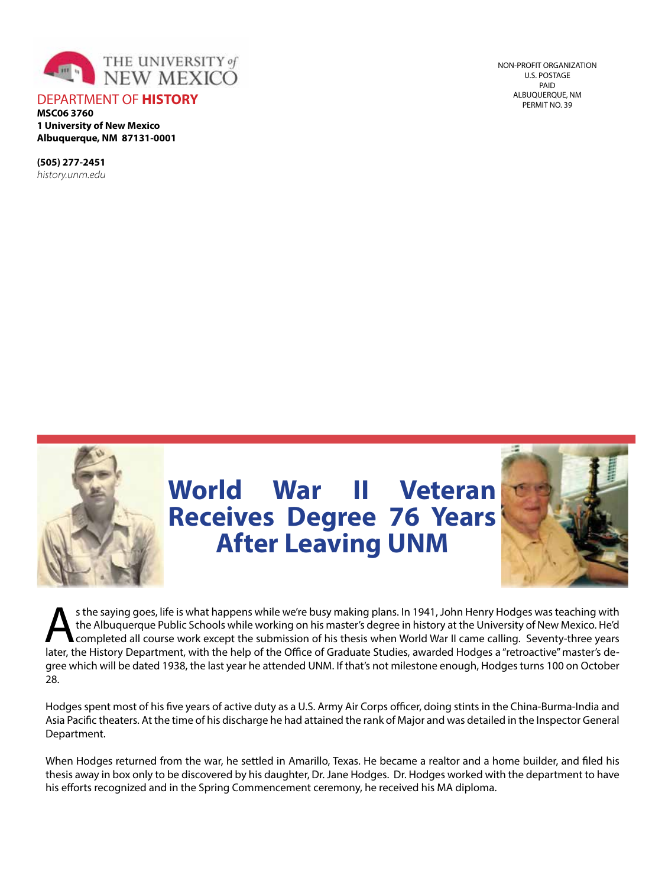THE UNIVERSITY of NEW MEXICO

DEPARTMENT OF **HISTORY**

**MSC06 3760**
**1 University of New Mexico**
**Albuquerque, NM 87131-0001**

**(505) 277-2451**
*history.unm.edu*

NON-PROFIT ORGANIZATION
U.S. POSTAGE
PAID
ALBUQUERQUE, NM
PERMIT NO. 39

# World War II Veteran Receives Degree 76 Years After Leaving UNM

As the saying goes, life is what happens while we're busy making plans. In 1941, John Henry Hodges was teaching with the Albuquerque Public Schools while working on his master's degree in history at the University of New Mexico. He'd completed all course work except the submission of his thesis when World War II came calling. Seventy-three years later, the History Department, with the help of the Office of Graduate Studies, awarded Hodges a "retroactive" master's degree which will be dated 1938, the last year he attended UNM. If that's not milestone enough, Hodges turns 100 on October 28.

Hodges spent most of his five years of active duty as a U.S. Army Air Corps officer, doing stints in the China-Burma-India and Asia Pacific theaters. At the time of his discharge he had attained the rank of Major and was detailed in the Inspector General Department.

When Hodges returned from the war, he settled in Amarillo, Texas. He became a realtor and a home builder, and filed his thesis away in box only to be discovered by his daughter, Dr. Jane Hodges. Dr. Hodges worked with the department to have his efforts recognized and in the Spring Commencement ceremony, he received his MA diploma.